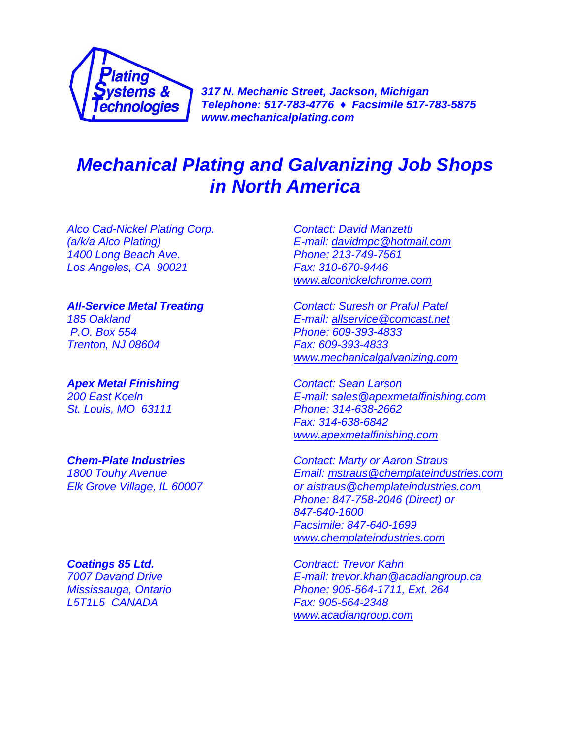**Plating Systems & Technologies**

***317 N. Mechanic Street, Jackson, Michigan***
***Telephone: 517-783-4776 ♦ Facsimile 517-783-5875***
***www.mechanicalplating.com***

# *Mechanical Plating and Galvanizing Job Shops in North America*

*Alco Cad-Nickel Plating Corp.*
*(a/k/a Alco Plating)*
*1400 Long Beach Ave.*
*Los Angeles, CA 90021*

*Contact: David Manzetti*
*E-mail: davidmpc@hotmail.com*
*Phone: 213-749-7561*
*Fax: 310-670-9446*
*www.alconickelchrome.com*

***All-Service Metal Treating***
*185 Oakland*
*P.O. Box 554*
*Trenton, NJ 08604*

*Contact: Suresh or Praful Patel*
*E-mail: allservice@comcast.net*
*Phone: 609-393-4833*
*Fax: 609-393-4833*
*www.mechanicalgalvanizing.com*

***Apex Metal Finishing***
*200 East Koeln*
*St. Louis, MO 63111*

*Contact: Sean Larson*
*E-mail: sales@apexmetalfinishing.com*
*Phone: 314-638-2662*
*Fax: 314-638-6842*
*www.apexmetalfinishing.com*

***Chem-Plate Industries***
*1800 Touhy Avenue*
*Elk Grove Village, IL 60007*

*Contact: Marty or Aaron Straus*
*Email: mstraus@chemplateindustries.com or aistraus@chemplateindustries.com*
*Phone: 847-758-2046 (Direct) or 847-640-1600*
*Facsimile: 847-640-1699*
*www.chemplateindustries.com*

***Coatings 85 Ltd.***
*7007 Davand Drive*
*Mississauga, Ontario*
*L5T1L5 CANADA*

*Contract: Trevor Kahn*
*E-mail: trevor.khan@acadiangroup.ca*
*Phone: 905-564-1711, Ext. 264*
*Fax: 905-564-2348*
*www.acadiangroup.com*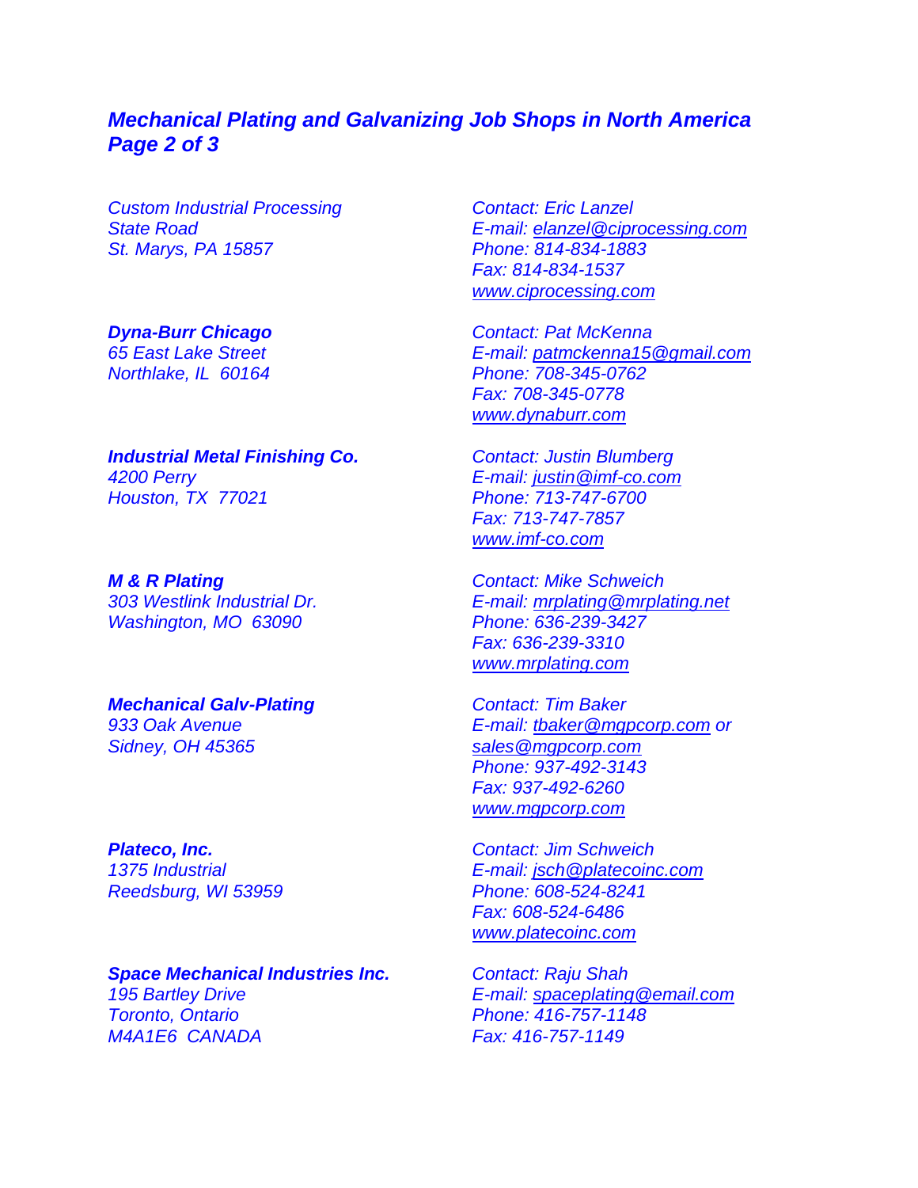## *Mechanical Plating and Galvanizing Job Shops in North America*
## *Page 2 of 3*

*Custom Industrial Processing*
*State Road*
*St. Marys, PA 15857*

*Contact: Eric Lanzel*
*E-mail: elanzel@ciprocessing.com*
*Phone: 814-834-1883*
*Fax: 814-834-1537*
*www.ciprocessing.com*

***Dyna-Burr Chicago***
*65 East Lake Street*
*Northlake, IL 60164*

*Contact: Pat McKenna*
*E-mail: patmckenna15@gmail.com*
*Phone: 708-345-0762*
*Fax: 708-345-0778*
*www.dynaburr.com*

***Industrial Metal Finishing Co.***
*4200 Perry*
*Houston, TX 77021*

*Contact: Justin Blumberg*
*E-mail: justin@imf-co.com*
*Phone: 713-747-6700*
*Fax: 713-747-7857*
*www.imf-co.com*

***M & R Plating***
*303 Westlink Industrial Dr.*
*Washington, MO 63090*

*Contact: Mike Schweich*
*E-mail: mrplating@mrplating.net*
*Phone: 636-239-3427*
*Fax: 636-239-3310*
*www.mrplating.com*

***Mechanical Galv-Plating***
*933 Oak Avenue*
*Sidney, OH 45365*

*Contact: Tim Baker*
*E-mail: tbaker@mgpcorp.com or sales@mgpcorp.com*
*Phone: 937-492-3143*
*Fax: 937-492-6260*
*www.mgpcorp.com*

***Plateco, Inc.***
*1375 Industrial*
*Reedsburg, WI 53959*

*Contact: Jim Schweich*
*E-mail: jsch@platecoinc.com*
*Phone: 608-524-8241*
*Fax: 608-524-6486*
*www.platecoinc.com*

***Space Mechanical Industries Inc.***
*195 Bartley Drive*
*Toronto, Ontario*
*M4A1E6 CANADA*

*Contact: Raju Shah*
*E-mail: spaceplating@email.com*
*Phone: 416-757-1148*
*Fax: 416-757-1149*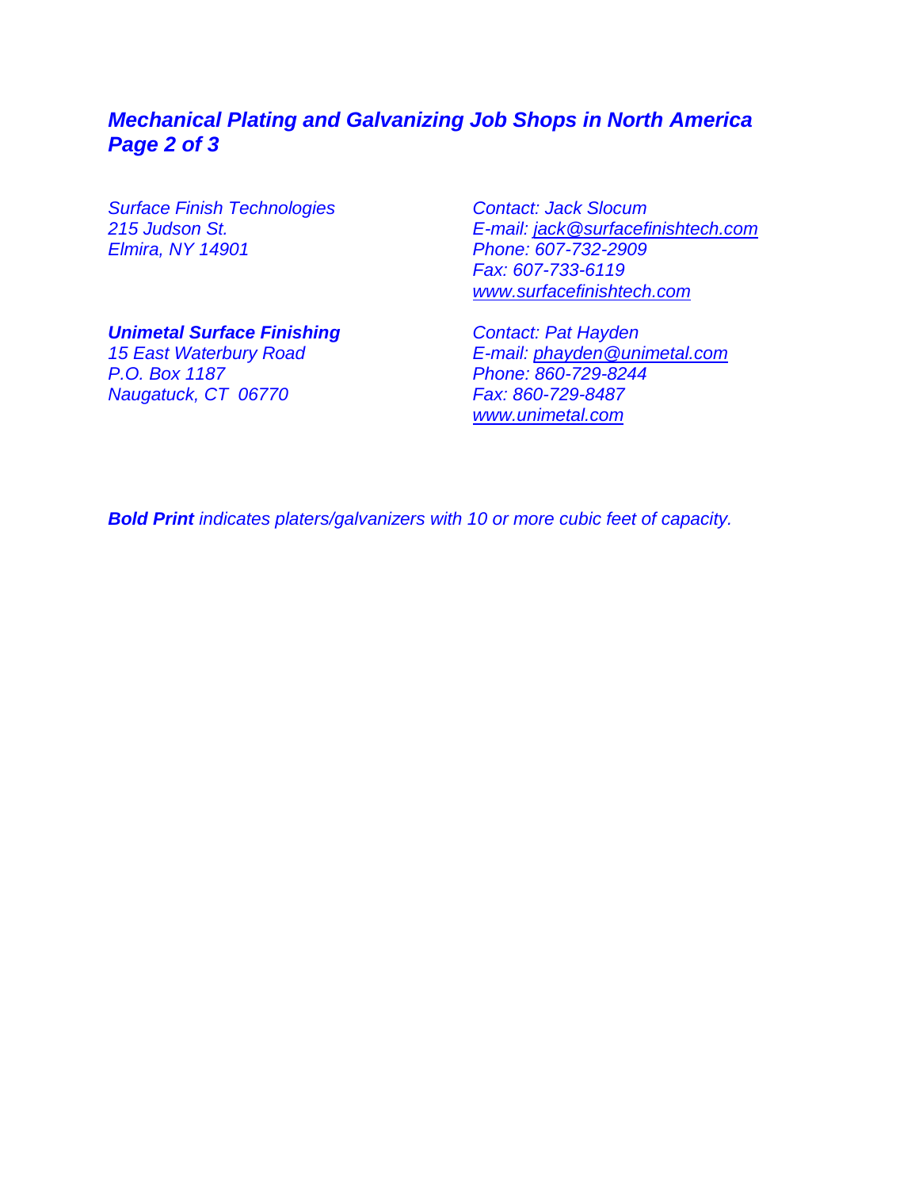## *Mechanical Plating and Galvanizing Job Shops in North America*
## *Page 2 of 3*

*Surface Finish Technologies*
*215 Judson St.*
*Elmira, NY 14901*

*Contact: Jack Slocum*
*E-mail: jack@surfacefinishtech.com*
*Phone: 607-732-2909*
*Fax: 607-733-6119*
*www.surfacefinishtech.com*

***Unimetal Surface Finishing***
*15 East Waterbury Road*
*P.O. Box 1187*
*Naugatuck, CT 06770*

*Contact: Pat Hayden*
*E-mail: phayden@unimetal.com*
*Phone: 860-729-8244*
*Fax: 860-729-8487*
*www.unimetal.com*

***Bold Print** indicates platers/galvanizers with 10 or more cubic feet of capacity.*